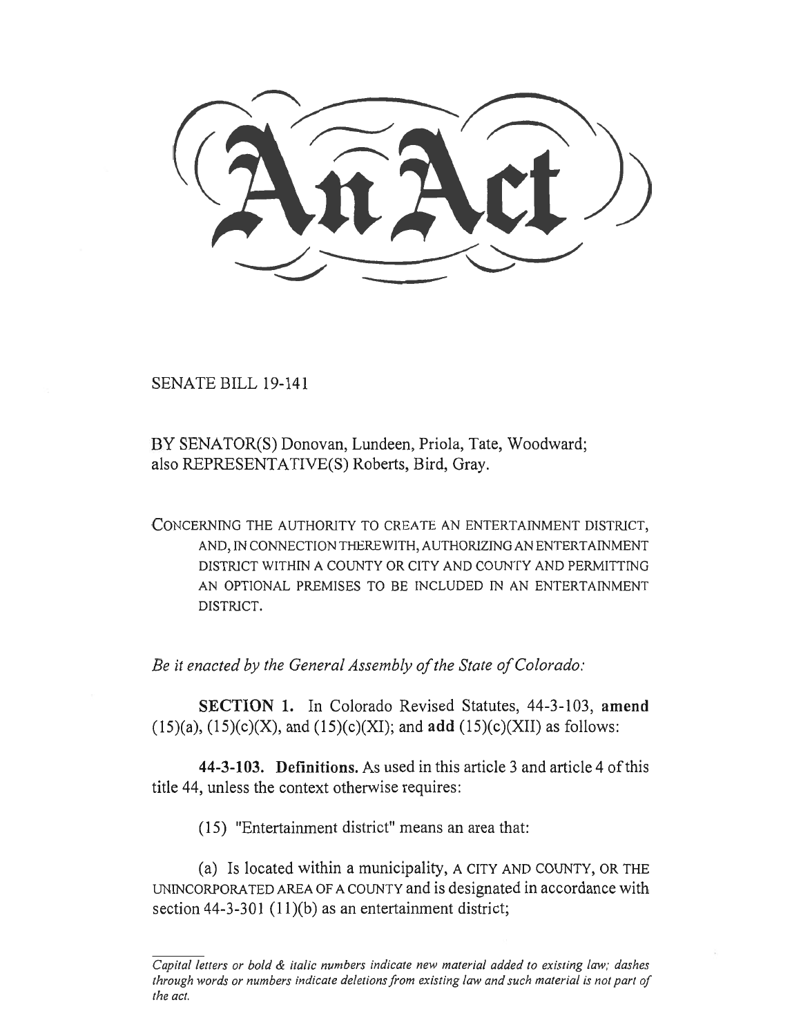# An Act

SENATE BILL 19-141

BY SENATOR(S) Donovan, Lundeen, Priola, Tate, Woodward;
also REPRESENTATIVE(S) Roberts, Bird, Gray.

CONCERNING THE AUTHORITY TO CREATE AN ENTERTAINMENT DISTRICT, AND, IN CONNECTION THEREWITH, AUTHORIZING AN ENTERTAINMENT DISTRICT WITHIN A COUNTY OR CITY AND COUNTY AND PERMITTING AN OPTIONAL PREMISES TO BE INCLUDED IN AN ENTERTAINMENT DISTRICT.

*Be it enacted by the General Assembly of the State of Colorado:*

**SECTION 1.** In Colorado Revised Statutes, 44-3-103, **amend** (15)(a), (15)(c)(X), and (15)(c)(XI); and **add** (15)(c)(XII) as follows:

**44-3-103. Definitions.** As used in this article 3 and article 4 of this title 44, unless the context otherwise requires:

(15) "Entertainment district" means an area that:

(a) Is located within a municipality, A CITY AND COUNTY, OR THE UNINCORPORATED AREA OF A COUNTY and is designated in accordance with section 44-3-301 (11)(b) as an entertainment district;

---

*Capital letters or bold & italic numbers indicate new material added to existing law; dashes through words or numbers indicate deletions from existing law and such material is not part of the act.*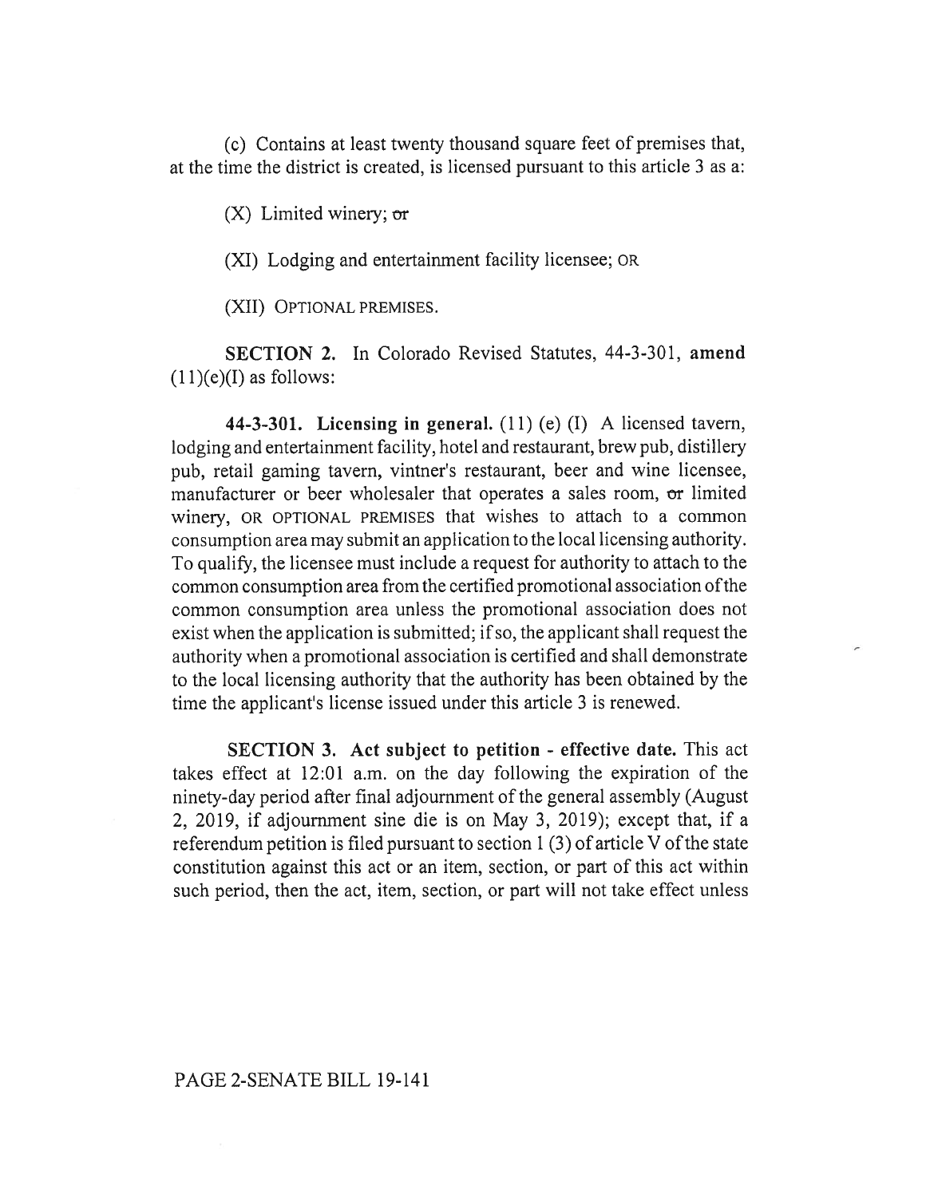(c) Contains at least twenty thousand square feet of premises that, at the time the district is created, is licensed pursuant to this article 3 as a:

(X) Limited winery; ~~or~~

(XI) Lodging and entertainment facility licensee; OR

(XII) OPTIONAL PREMISES.

**SECTION 2.** In Colorado Revised Statutes, 44-3-301, **amend** (11)(e)(I) as follows:

**44-3-301. Licensing in general.** (11) (e) (I) A licensed tavern, lodging and entertainment facility, hotel and restaurant, brew pub, distillery pub, retail gaming tavern, vintner's restaurant, beer and wine licensee, manufacturer or beer wholesaler that operates a sales room, ~~or~~ limited winery, OR OPTIONAL PREMISES that wishes to attach to a common consumption area may submit an application to the local licensing authority. To qualify, the licensee must include a request for authority to attach to the common consumption area from the certified promotional association of the common consumption area unless the promotional association does not exist when the application is submitted; if so, the applicant shall request the authority when a promotional association is certified and shall demonstrate to the local licensing authority that the authority has been obtained by the time the applicant's license issued under this article 3 is renewed.

**SECTION 3. Act subject to petition - effective date.** This act takes effect at 12:01 a.m. on the day following the expiration of the ninety-day period after final adjournment of the general assembly (August 2, 2019, if adjournment sine die is on May 3, 2019); except that, if a referendum petition is filed pursuant to section 1 (3) of article V of the state constitution against this act or an item, section, or part of this act within such period, then the act, item, section, or part will not take effect unless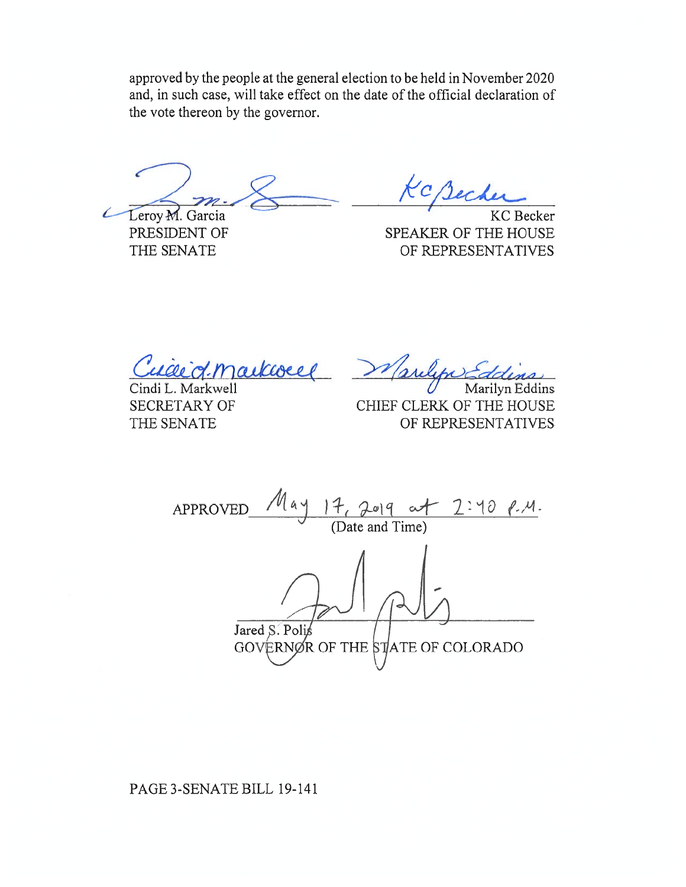approved by the people at the general election to be held in November 2020 and, in such case, will take effect on the date of the official declaration of the vote thereon by the governor.

| | |
|---|---|
| Leroy M. Garcia<br>PRESIDENT OF<br>THE SENATE | KC Becker<br>SPEAKER OF THE HOUSE<br>OF REPRESENTATIVES |
| Cindi L. Markwell<br>SECRETARY OF<br>THE SENATE | Marilyn Eddins<br>CHIEF CLERK OF THE HOUSE<br>OF REPRESENTATIVES |

APPROVED May 17, 2019 at 2:40 p.m.
(Date and Time)

Jared S. Polis
GOVERNOR OF THE STATE OF COLORADO

PAGE 3-SENATE BILL 19-141